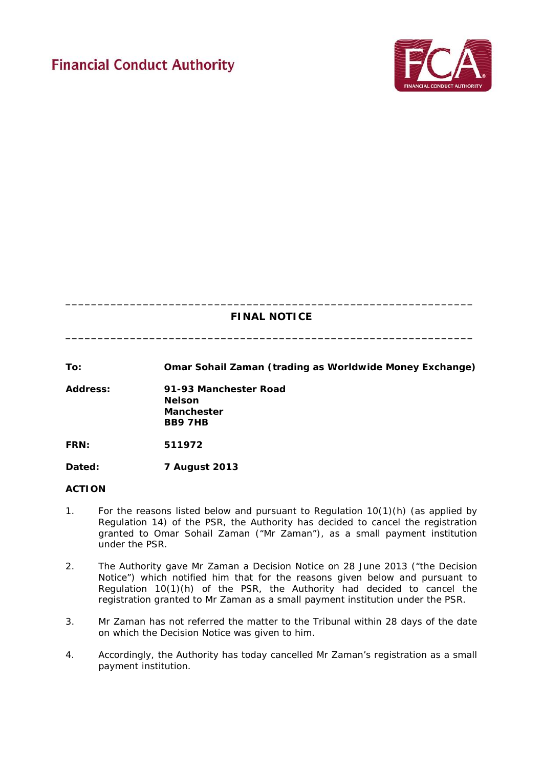Financial Conduct Authority

---

# FINAL NOTICE

---

**To:** **Omar Sohail Zaman (trading as Worldwide Money Exchange)**

**Address:** **91-93 Manchester Road**
**Nelson**
**Manchester**
**BB9 7HB**

**FRN:** **511972**

**Dated:** **7 August 2013**

## ACTION

1. For the reasons listed below and pursuant to Regulation 10(1)(h) (as applied by Regulation 14) of the PSR, the Authority has decided to cancel the registration granted to Omar Sohail Zaman ("Mr Zaman"), as a small payment institution under the PSR.

2. The Authority gave Mr Zaman a Decision Notice on 28 June 2013 ("the Decision Notice") which notified him that for the reasons given below and pursuant to Regulation 10(1)(h) of the PSR, the Authority had decided to cancel the registration granted to Mr Zaman as a small payment institution under the PSR.

3. Mr Zaman has not referred the matter to the Tribunal within 28 days of the date on which the Decision Notice was given to him.

4. Accordingly, the Authority has today cancelled Mr Zaman's registration as a small payment institution.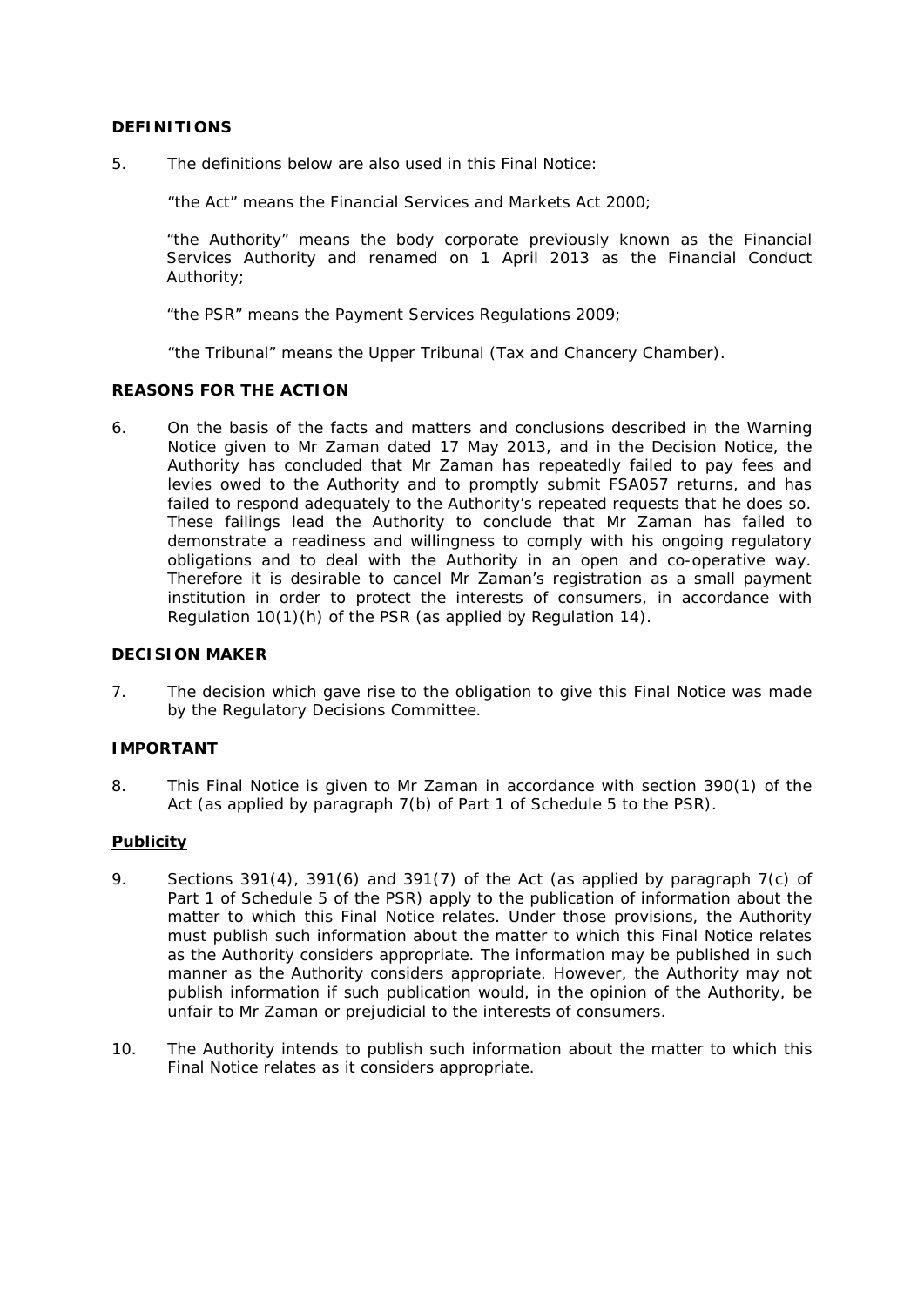## DEFINITIONS

5. The definitions below are also used in this Final Notice:

   "the Act" means the Financial Services and Markets Act 2000;

   "the Authority" means the body corporate previously known as the Financial Services Authority and renamed on 1 April 2013 as the Financial Conduct Authority;

   "the PSR" means the Payment Services Regulations 2009;

   "the Tribunal" means the Upper Tribunal (Tax and Chancery Chamber).

## REASONS FOR THE ACTION

6. On the basis of the facts and matters and conclusions described in the Warning Notice given to Mr Zaman dated 17 May 2013, and in the Decision Notice, the Authority has concluded that Mr Zaman has repeatedly failed to pay fees and levies owed to the Authority and to promptly submit FSA057 returns, and has failed to respond adequately to the Authority's repeated requests that he does so. These failings lead the Authority to conclude that Mr Zaman has failed to demonstrate a readiness and willingness to comply with his ongoing regulatory obligations and to deal with the Authority in an open and co-operative way. Therefore it is desirable to cancel Mr Zaman's registration as a small payment institution in order to protect the interests of consumers, in accordance with Regulation 10(1)(h) of the PSR (as applied by Regulation 14).

## DECISION MAKER

7. The decision which gave rise to the obligation to give this Final Notice was made by the Regulatory Decisions Committee.

## IMPORTANT

8. This Final Notice is given to Mr Zaman in accordance with section 390(1) of the Act (as applied by paragraph 7(b) of Part 1 of Schedule 5 to the PSR).

### Publicity

9. Sections 391(4), 391(6) and 391(7) of the Act (as applied by paragraph 7(c) of Part 1 of Schedule 5 of the PSR) apply to the publication of information about the matter to which this Final Notice relates. Under those provisions, the Authority must publish such information about the matter to which this Final Notice relates as the Authority considers appropriate. The information may be published in such manner as the Authority considers appropriate. However, the Authority may not publish information if such publication would, in the opinion of the Authority, be unfair to Mr Zaman or prejudicial to the interests of consumers.

10. The Authority intends to publish such information about the matter to which this Final Notice relates as it considers appropriate.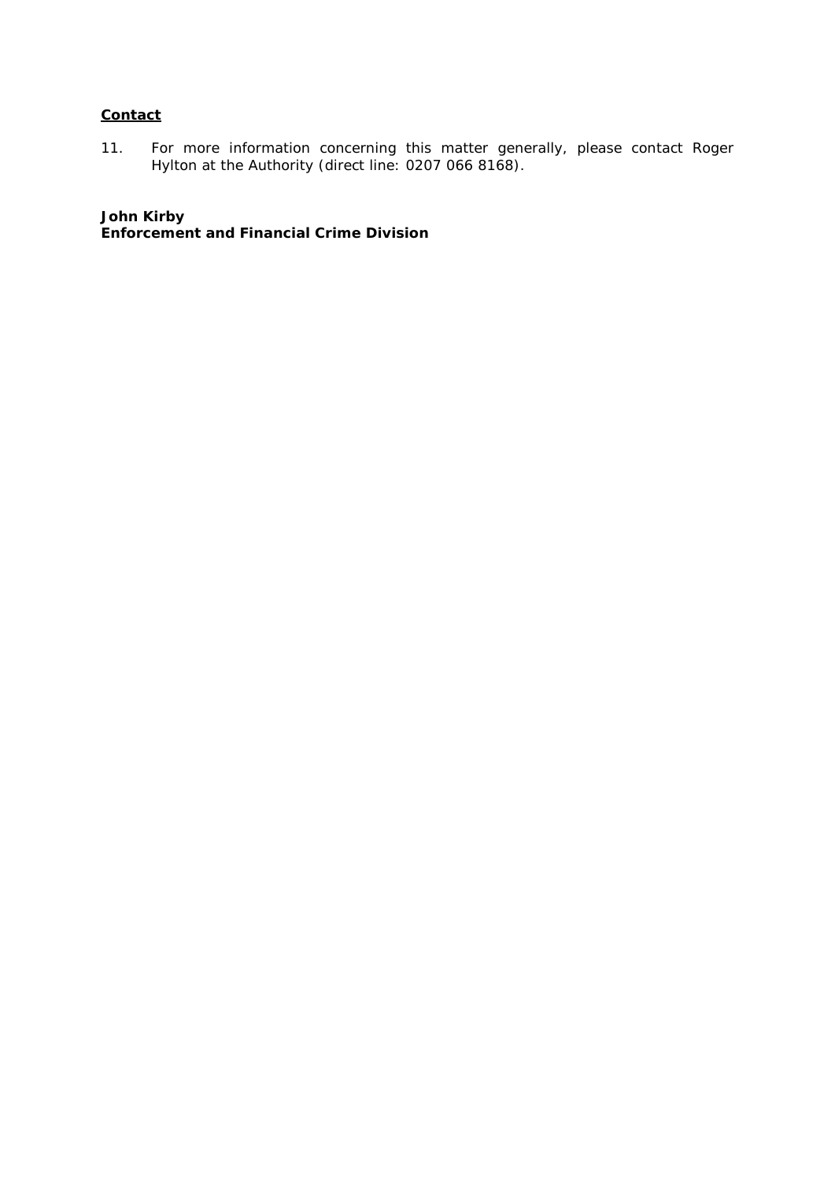**<u>Contact</u>**

11. For more information concerning this matter generally, please contact Roger Hylton at the Authority (direct line: 0207 066 8168).

**John Kirby**
**Enforcement and Financial Crime Division**